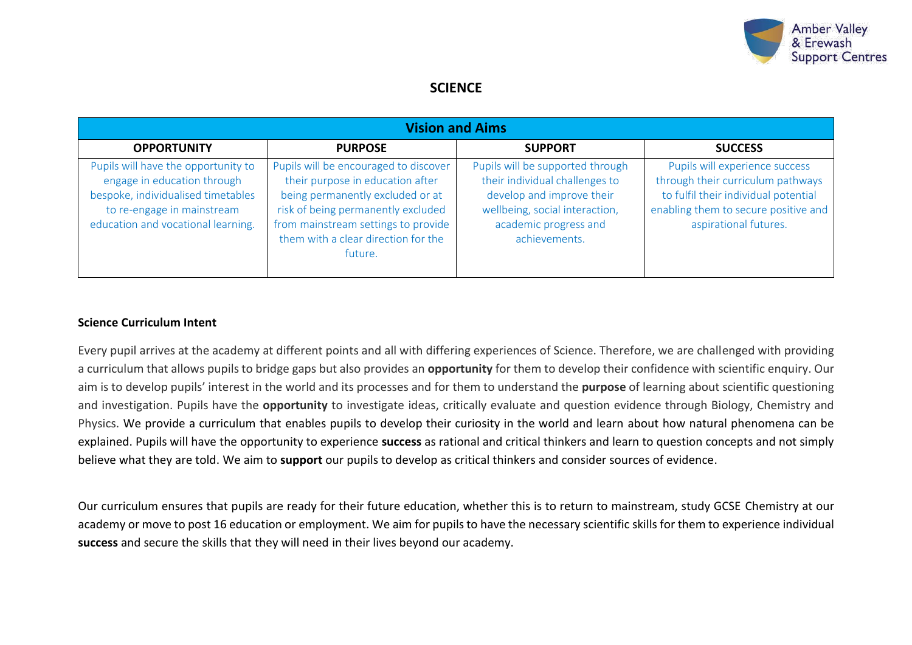# SCIENCE

| Vision and Aims | | | |
|---|---|---|---|
| **OPPORTUNITY** | **PURPOSE** | **SUPPORT** | **SUCCESS** |
| Pupils will have the opportunity to engage in education through bespoke, individualised timetables to re-engage in mainstream education and vocational learning. | Pupils will be encouraged to discover their purpose in education after being permanently excluded or at risk of being permanently excluded from mainstream settings to provide them with a clear direction for the future. | Pupils will be supported through their individual challenges to develop and improve their wellbeing, social interaction, academic progress and achievements. | Pupils will experience success through their curriculum pathways to fulfil their individual potential enabling them to secure positive and aspirational futures. |

**Science Curriculum Intent**

Every pupil arrives at the academy at different points and all with differing experiences of Science. Therefore, we are challenged with providing a curriculum that allows pupils to bridge gaps but also provides an **opportunity** for them to develop their confidence with scientific enquiry. Our aim is to develop pupils' interest in the world and its processes and for them to understand the **purpose** of learning about scientific questioning and investigation. Pupils have the **opportunity** to investigate ideas, critically evaluate and question evidence through Biology, Chemistry and Physics. We provide a curriculum that enables pupils to develop their curiosity in the world and learn about how natural phenomena can be explained. Pupils will have the opportunity to experience **success** as rational and critical thinkers and learn to question concepts and not simply believe what they are told. We aim to **support** our pupils to develop as critical thinkers and consider sources of evidence.

Our curriculum ensures that pupils are ready for their future education, whether this is to return to mainstream, study GCSE Chemistry at our academy or move to post 16 education or employment. We aim for pupils to have the necessary scientific skills for them to experience individual **success** and secure the skills that they will need in their lives beyond our academy.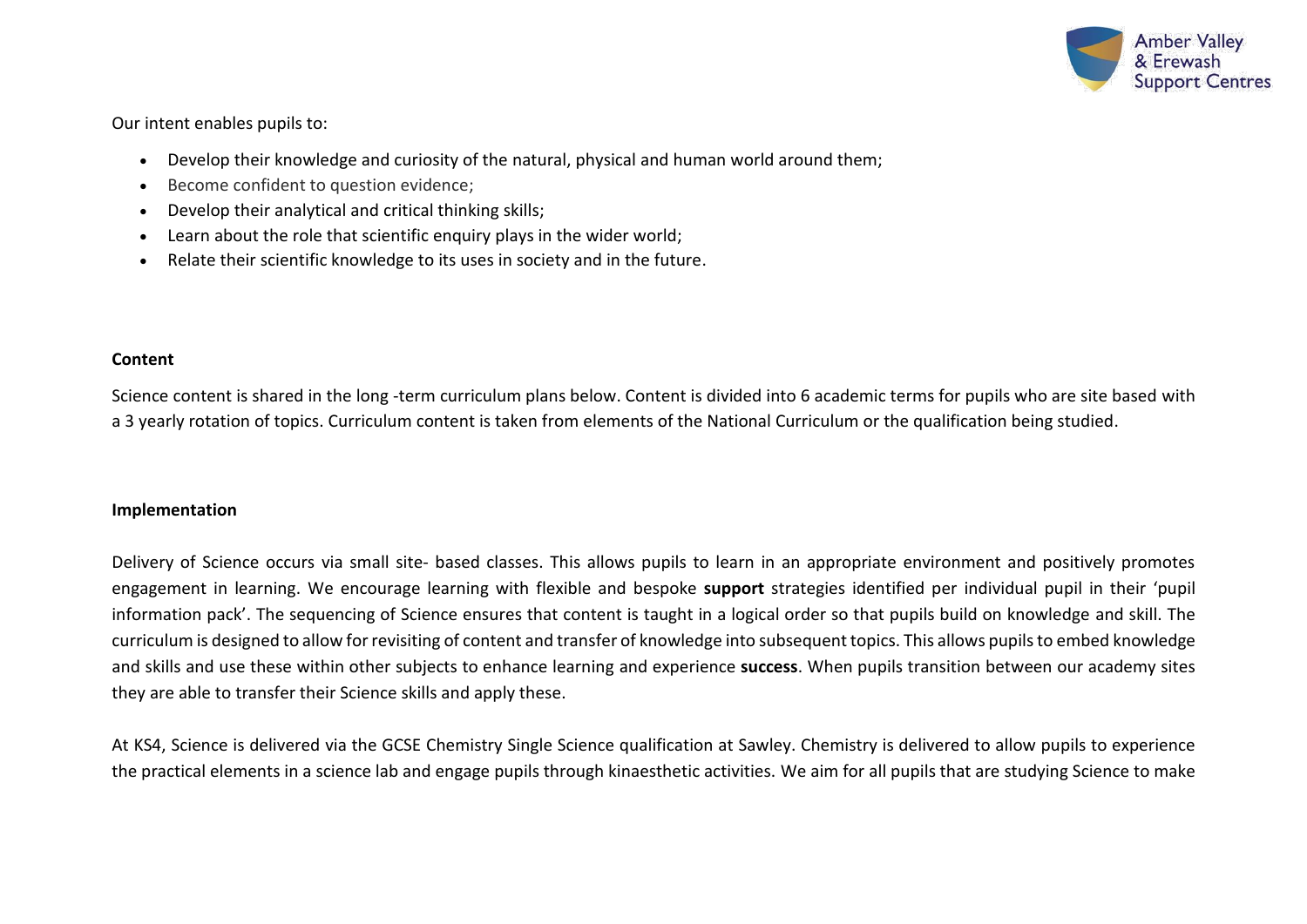Our intent enables pupils to:

- Develop their knowledge and curiosity of the natural, physical and human world around them;
- Become confident to question evidence;
- Develop their analytical and critical thinking skills;
- Learn about the role that scientific enquiry plays in the wider world;
- Relate their scientific knowledge to its uses in society and in the future.

**Content**

Science content is shared in the long -term curriculum plans below. Content is divided into 6 academic terms for pupils who are site based with a 3 yearly rotation of topics. Curriculum content is taken from elements of the National Curriculum or the qualification being studied.

**Implementation**

Delivery of Science occurs via small site- based classes. This allows pupils to learn in an appropriate environment and positively promotes engagement in learning. We encourage learning with flexible and bespoke **support** strategies identified per individual pupil in their 'pupil information pack'. The sequencing of Science ensures that content is taught in a logical order so that pupils build on knowledge and skill. The curriculum is designed to allow for revisiting of content and transfer of knowledge into subsequent topics. This allows pupils to embed knowledge and skills and use these within other subjects to enhance learning and experience **success**. When pupils transition between our academy sites they are able to transfer their Science skills and apply these.

At KS4, Science is delivered via the GCSE Chemistry Single Science qualification at Sawley. Chemistry is delivered to allow pupils to experience the practical elements in a science lab and engage pupils through kinaesthetic activities. We aim for all pupils that are studying Science to make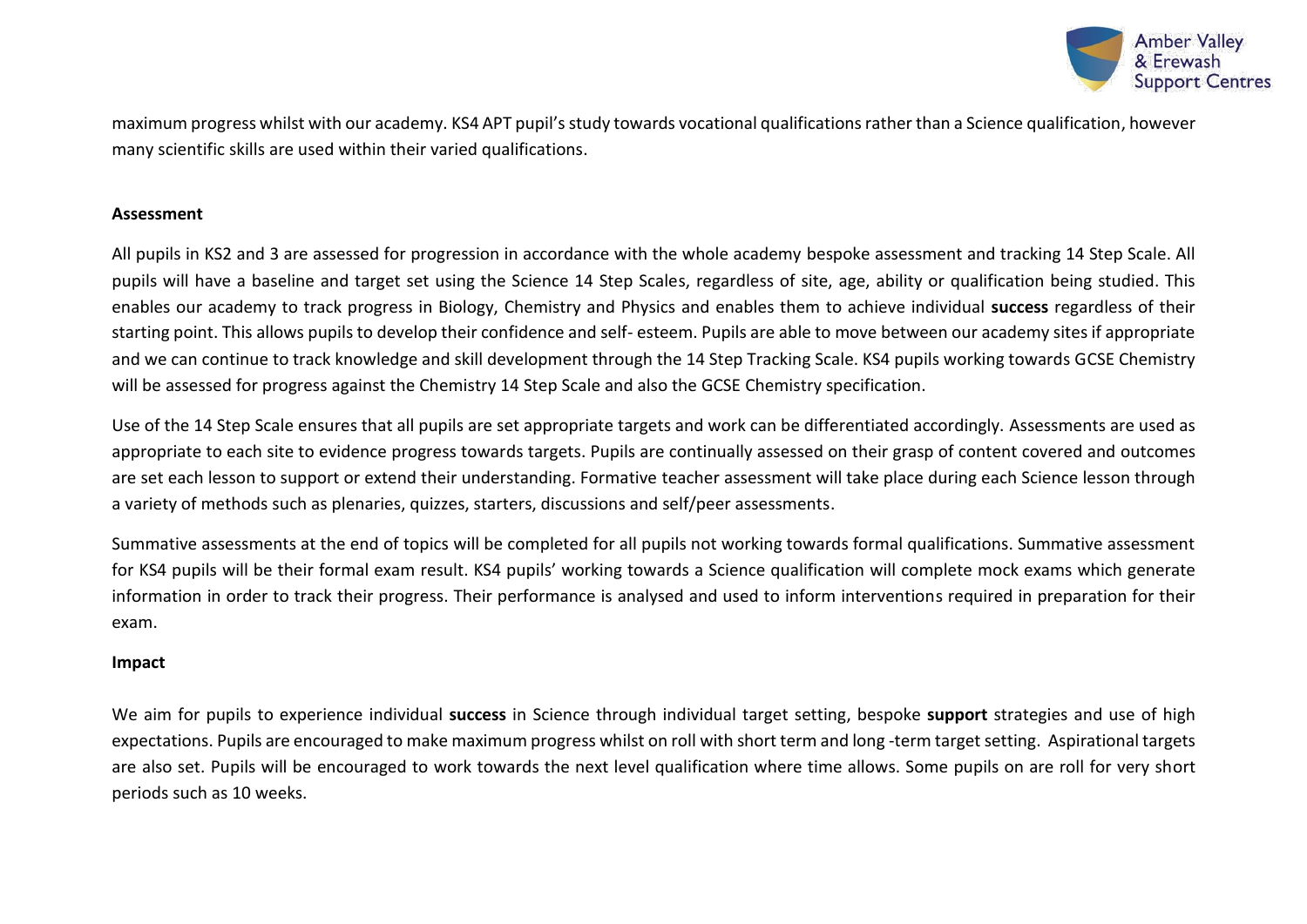maximum progress whilst with our academy. KS4 APT pupil's study towards vocational qualifications rather than a Science qualification, however many scientific skills are used within their varied qualifications.

**Assessment**

All pupils in KS2 and 3 are assessed for progression in accordance with the whole academy bespoke assessment and tracking 14 Step Scale. All pupils will have a baseline and target set using the Science 14 Step Scales, regardless of site, age, ability or qualification being studied. This enables our academy to track progress in Biology, Chemistry and Physics and enables them to achieve individual **success** regardless of their starting point. This allows pupils to develop their confidence and self- esteem. Pupils are able to move between our academy sites if appropriate and we can continue to track knowledge and skill development through the 14 Step Tracking Scale. KS4 pupils working towards GCSE Chemistry will be assessed for progress against the Chemistry 14 Step Scale and also the GCSE Chemistry specification.

Use of the 14 Step Scale ensures that all pupils are set appropriate targets and work can be differentiated accordingly. Assessments are used as appropriate to each site to evidence progress towards targets. Pupils are continually assessed on their grasp of content covered and outcomes are set each lesson to support or extend their understanding. Formative teacher assessment will take place during each Science lesson through a variety of methods such as plenaries, quizzes, starters, discussions and self/peer assessments.

Summative assessments at the end of topics will be completed for all pupils not working towards formal qualifications. Summative assessment for KS4 pupils will be their formal exam result. KS4 pupils' working towards a Science qualification will complete mock exams which generate information in order to track their progress. Their performance is analysed and used to inform interventions required in preparation for their exam.

**Impact**

We aim for pupils to experience individual **success** in Science through individual target setting, bespoke **support** strategies and use of high expectations. Pupils are encouraged to make maximum progress whilst on roll with short term and long -term target setting. Aspirational targets are also set. Pupils will be encouraged to work towards the next level qualification where time allows. Some pupils on are roll for very short periods such as 10 weeks.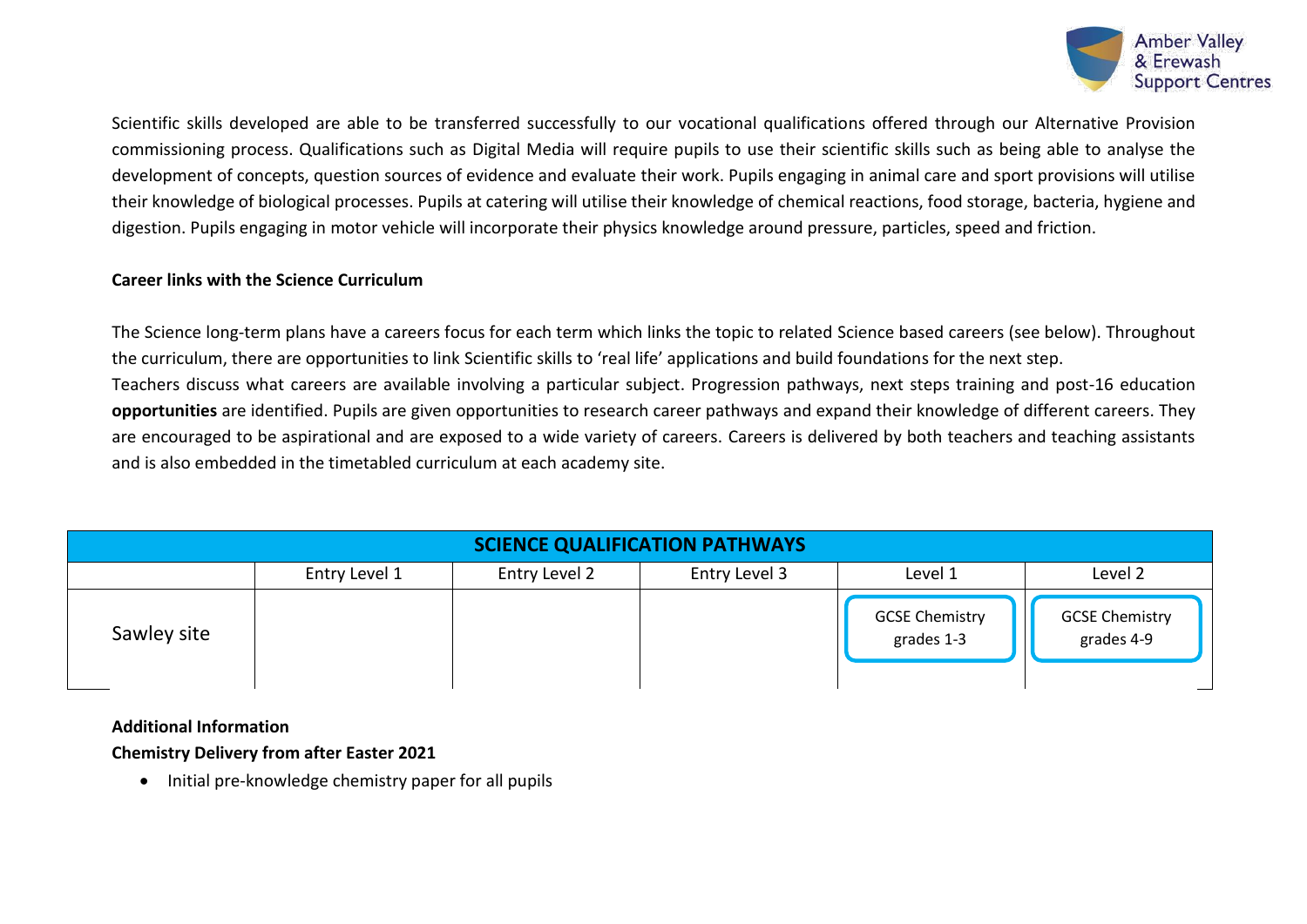Scientific skills developed are able to be transferred successfully to our vocational qualifications offered through our Alternative Provision commissioning process. Qualifications such as Digital Media will require pupils to use their scientific skills such as being able to analyse the development of concepts, question sources of evidence and evaluate their work. Pupils engaging in animal care and sport provisions will utilise their knowledge of biological processes. Pupils at catering will utilise their knowledge of chemical reactions, food storage, bacteria, hygiene and digestion. Pupils engaging in motor vehicle will incorporate their physics knowledge around pressure, particles, speed and friction.

**Career links with the Science Curriculum**

The Science long-term plans have a careers focus for each term which links the topic to related Science based careers (see below). Throughout the curriculum, there are opportunities to link Scientific skills to 'real life' applications and build foundations for the next step.

Teachers discuss what careers are available involving a particular subject. Progression pathways, next steps training and post-16 education **opportunities** are identified. Pupils are given opportunities to research career pathways and expand their knowledge of different careers. They are encouraged to be aspirational and are exposed to a wide variety of careers. Careers is delivered by both teachers and teaching assistants and is also embedded in the timetabled curriculum at each academy site.

| SCIENCE QUALIFICATION PATHWAYS | | | | | |
|---|---|---|---|---|---|
| | Entry Level 1 | Entry Level 2 | Entry Level 3 | Level 1 | Level 2 |
| Sawley site | | | | GCSE Chemistry grades 1-3 | GCSE Chemistry grades 4-9 |

**Additional Information**

**Chemistry Delivery from after Easter 2021**

- Initial pre-knowledge chemistry paper for all pupils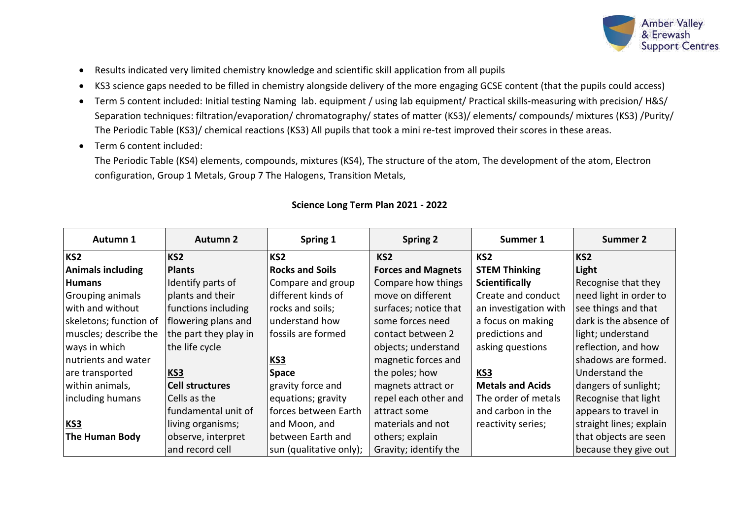- Results indicated very limited chemistry knowledge and scientific skill application from all pupils
- KS3 science gaps needed to be filled in chemistry alongside delivery of the more engaging GCSE content (that the pupils could access)
- Term 5 content included: Initial testing Naming  lab. equipment / using lab equipment/ Practical skills-measuring with precision/ H&S/ Separation techniques: filtration/evaporation/ chromatography/ states of matter (KS3)/ elements/ compounds/ mixtures (KS3) /Purity/ The Periodic Table (KS3)/ chemical reactions (KS3) All pupils that took a mini re-test improved their scores in these areas.
- Term 6 content included:
  The Periodic Table (KS4) elements, compounds, mixtures (KS4), The structure of the atom, The development of the atom, Electron configuration, Group 1 Metals, Group 7 The Halogens, Transition Metals,

**Science Long Term Plan 2021 - 2022**

| Autumn 1 | Autumn 2 | Spring 1 | Spring 2 | Summer 1 | Summer 2 |
|---|---|---|---|---|---|
| **KS2**<br>**Animals including Humans**<br>Grouping animals with and without skeletons; function of muscles; describe the ways in which nutrients and water are transported within animals, including humans<br><br>**KS3**<br>**The Human Body** | **KS2**<br>**Plants**<br>Identify parts of plants and their functions including flowering plans and the part they play in the life cycle<br><br>**KS3**<br>**Cell structures**<br>Cells as the fundamental unit of living organisms; observe, interpret and record cell | **KS2**<br>**Rocks and Soils**<br>Compare and group different kinds of rocks and soils; understand how fossils are formed<br><br>**KS3**<br>**Space**<br>gravity force and equations; gravity forces between Earth and Moon, and between Earth and sun (qualitative only); | **KS2**<br>**Forces and Magnets**<br>Compare how things move on different surfaces; notice that some forces need contact between 2 objects; understand magnetic forces and the poles; how magnets attract or repel each other and attract some materials and not others; explain Gravity; identify the | **KS2**<br>**STEM Thinking Scientifically**<br>Create and conduct an investigation with a focus on making predictions and asking questions<br><br>**KS3**<br>**Metals and Acids**<br>The order of metals and carbon in the reactivity series; | **KS2**<br>**Light**<br>Recognise that they need light in order to see things and that dark is the absence of light; understand reflection, and how shadows are formed. Understand the dangers of sunlight; Recognise that light appears to travel in straight lines; explain that objects are seen because they give out |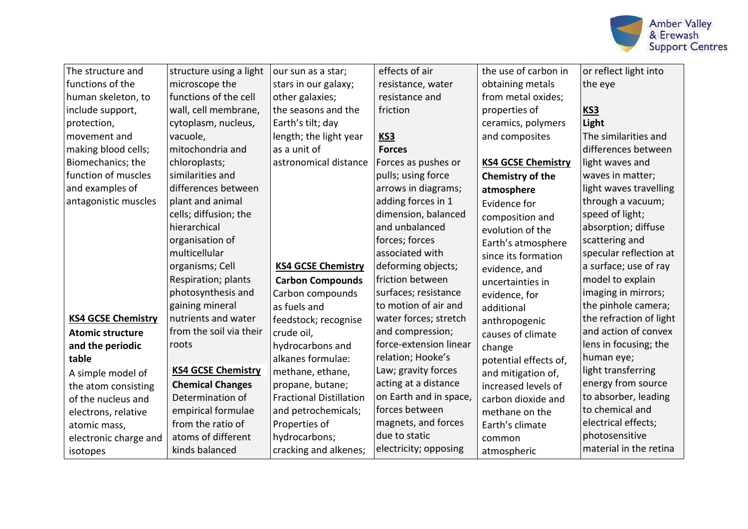| | | | | | |
|---|---|---|---|---|---|
| The structure and functions of the human skeleton, to include support, protection, movement and making blood cells; Biomechanics; the function of muscles and examples of antagonistic muscles<br><br>**KS4 GCSE Chemistry**<br>**Atomic structure and the periodic table**<br>A simple model of the atom consisting of the nucleus and electrons, relative atomic mass, electronic charge and isotopes | structure using a light microscope the functions of the cell wall, cell membrane, cytoplasm, nucleus, vacuole, mitochondria and chloroplasts; similarities and differences between plant and animal cells; diffusion; the hierarchical organisation of multicellular organisms; Cell Respiration; plants photosynthesis and gaining mineral nutrients and water from the soil via their roots<br><br>**KS4 GCSE Chemistry**<br>**Chemical Changes**<br>Determination of empirical formulae from the ratio of atoms of different kinds balanced | our sun as a star; stars in our galaxy; other galaxies; the seasons and the Earth's tilt; day length; the light year as a unit of astronomical distance<br><br>**KS4 GCSE Chemistry**<br>**Carbon Compounds**<br>Carbon compounds as fuels and feedstock; recognise crude oil, hydrocarbons and alkanes formulae: methane, ethane, propane, butane; Fractional Distillation and petrochemicals; Properties of hydrocarbons; cracking and alkenes; | effects of air resistance, water resistance and friction<br><br>**KS3**<br>**Forces**<br>Forces as pushes or pulls; using force arrows in diagrams; adding forces in 1 dimension, balanced and unbalanced forces; forces associated with deforming objects; friction between surfaces; resistance to motion of air and water forces; stretch and compression; force-extension linear relation; Hooke's Law; gravity forces acting at a distance on Earth and in space, forces between magnets, and forces due to static electricity; opposing | the use of carbon in obtaining metals from metal oxides; properties of ceramics, polymers and composites<br><br>**KS4 GCSE Chemistry**<br>**Chemistry of the atmosphere**<br>Evidence for composition and evolution of the Earth's atmosphere since its formation evidence, and uncertainties in evidence, for additional anthropogenic causes of climate change potential effects of, and mitigation of, increased levels of carbon dioxide and methane on the Earth's climate common atmospheric | or reflect light into the eye<br><br>**KS3**<br>**Light**<br>The similarities and differences between light waves and waves in matter; light waves travelling through a vacuum; speed of light; absorption; diffuse scattering and specular reflection at a surface; use of ray model to explain imaging in mirrors; the pinhole camera; the refraction of light and action of convex lens in focusing; the human eye; light transferring energy from source to absorber, leading to chemical and electrical effects; photosensitive material in the retina |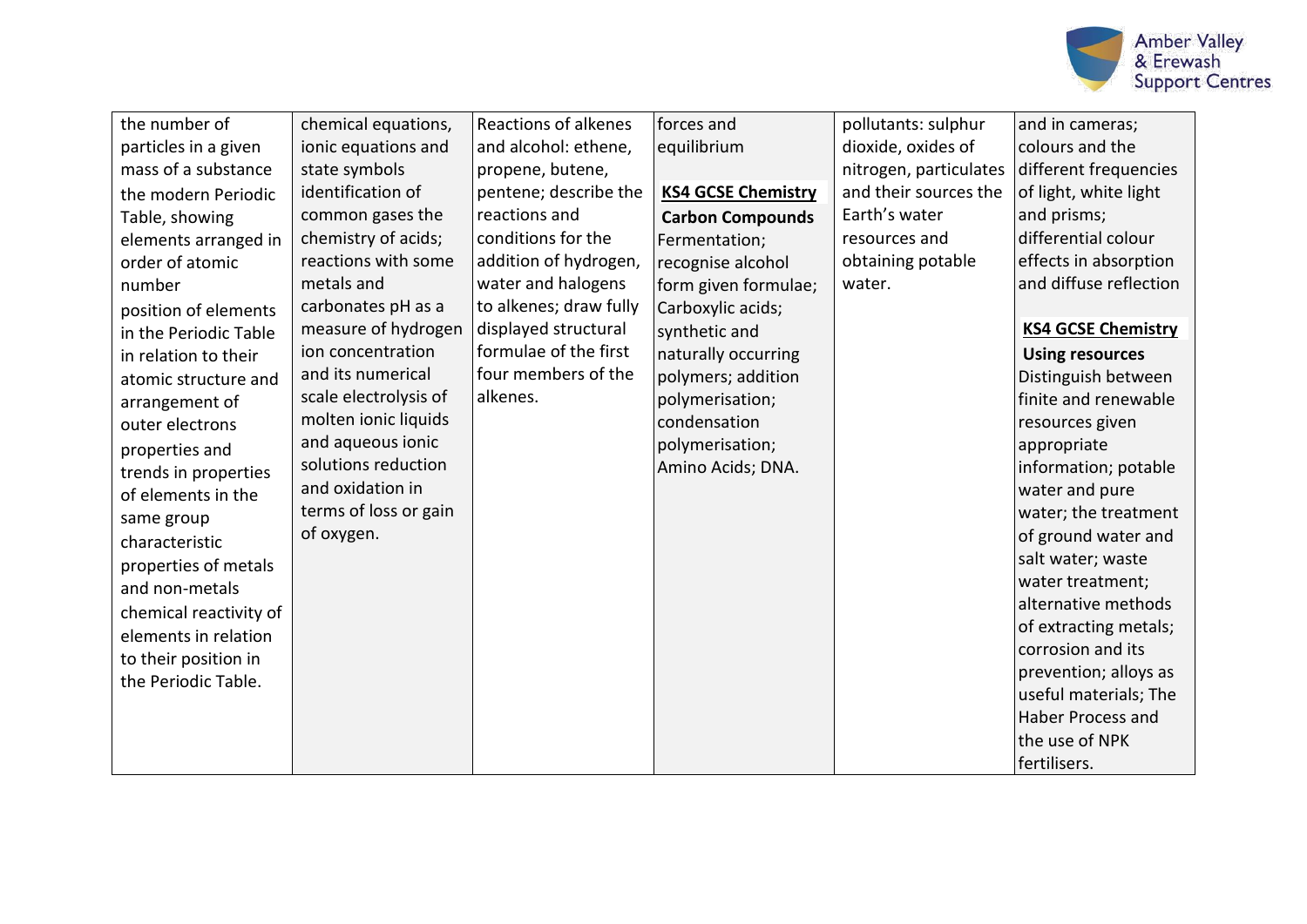| | | | | | |
|---|---|---|---|---|---|
| the number of particles in a given mass of a substance the modern Periodic Table, showing elements arranged in order of atomic number position of elements in the Periodic Table in relation to their atomic structure and arrangement of outer electrons properties and trends in properties of elements in the same group characteristic properties of metals and non-metals chemical reactivity of elements in relation to their position in the Periodic Table. | chemical equations, ionic equations and state symbols identification of common gases the chemistry of acids; reactions with some metals and carbonates pH as a measure of hydrogen ion concentration and its numerical scale electrolysis of molten ionic liquids and aqueous ionic solutions reduction and oxidation in terms of loss or gain of oxygen. | Reactions of alkenes and alcohol: ethene, propene, butene, pentene; describe the reactions and conditions for the addition of hydrogen, water and halogens to alkenes; draw fully displayed structural formulae of the first four members of the alkenes. | forces and equilibrium<br><br>**KS4 GCSE Chemistry**<br>**Carbon Compounds**<br>Fermentation; recognise alcohol form given formulae; Carboxylic acids; synthetic and naturally occurring polymers; addition polymerisation; condensation polymerisation; Amino Acids; DNA. | pollutants: sulphur dioxide, oxides of nitrogen, particulates and their sources the Earth's water resources and obtaining potable water. | and in cameras; colours and the different frequencies of light, white light and prisms; differential colour effects in absorption and diffuse reflection<br><br>**KS4 GCSE Chemistry**<br>**Using resources**<br>Distinguish between finite and renewable resources given appropriate information; potable water and pure water; the treatment of ground water and salt water; waste water treatment; alternative methods of extracting metals; corrosion and its prevention; alloys as useful materials; The Haber Process and the use of NPK fertilisers. |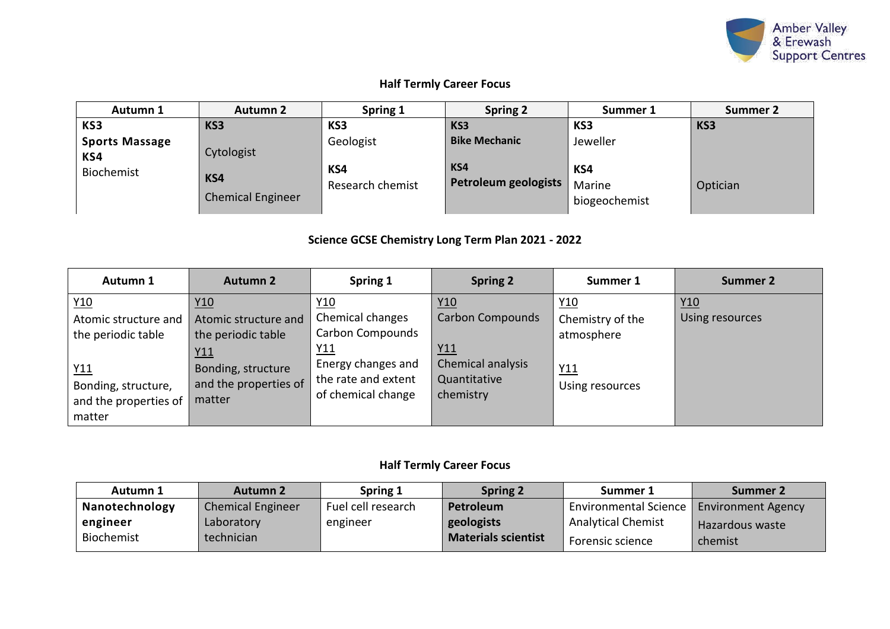### Half Termly Career Focus

| Autumn 1 | Autumn 2 | Spring 1 | Spring 2 | Summer 1 | Summer 2 |
|---|---|---|---|---|---|
| **KS3**<br>**Sports Massage**<br>**KS4**<br>Biochemist | **KS3**<br>Cytologist<br>**KS4**<br>Chemical Engineer | **KS3**<br>Geologist<br>**KS4**<br>Research chemist | **KS3**<br>**Bike Mechanic**<br>**KS4**<br>**Petroleum geologists** | **KS3**<br>Jeweller<br>**KS4**<br>Marine biogeochemist | **KS3**<br>Optician |

### Science GCSE Chemistry Long Term Plan 2021 - 2022

| Autumn 1 | Autumn 2 | Spring 1 | Spring 2 | Summer 1 | Summer 2 |
|---|---|---|---|---|---|
| Y10<br>Atomic structure and the periodic table<br>Y11<br>Bonding, structure, and the properties of matter | Y10<br>Atomic structure and the periodic table<br>Y11<br>Bonding, structure and the properties of matter | Y10<br>Chemical changes<br>Carbon Compounds<br>Y11<br>Energy changes and the rate and extent of chemical change | Y10<br>Carbon Compounds<br>Y11<br>Chemical analysis<br>Quantitative chemistry | Y10<br>Chemistry of the atmosphere<br>Y11<br>Using resources | Y10<br>Using resources |

### Half Termly Career Focus

| Autumn 1 | Autumn 2 | Spring 1 | Spring 2 | Summer 1 | Summer 2 |
|---|---|---|---|---|---|
| **Nanotechnology engineer**<br>Biochemist | Chemical Engineer<br>Laboratory technician | Fuel cell research engineer | **Petroleum geologists**<br>**Materials scientist** | Environmental Science<br>Analytical Chemist<br>Forensic science | Environment Agency<br>Hazardous waste chemist |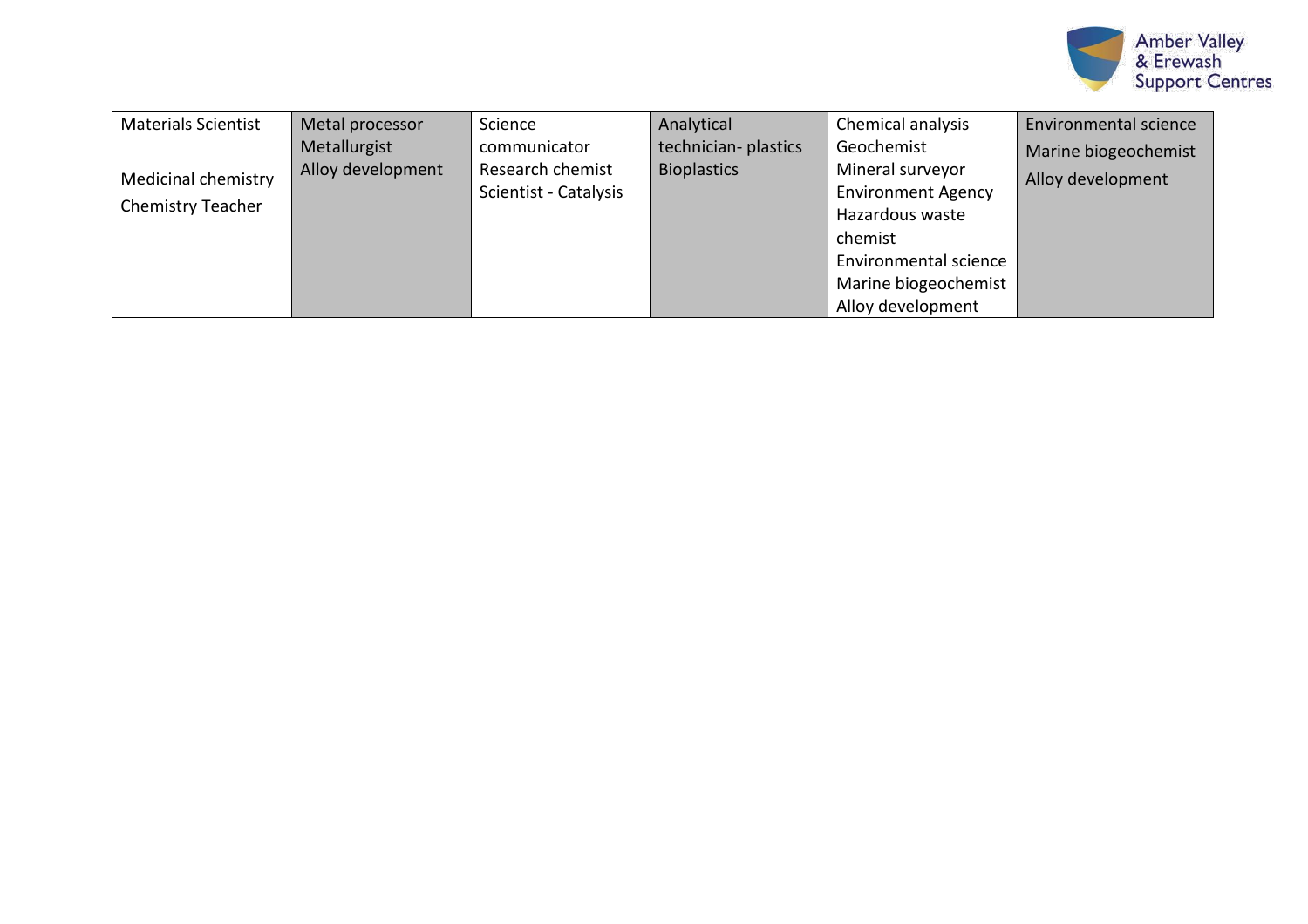| | | | | | |
|---|---|---|---|---|---|
| Materials Scientist<br><br>Medicinal chemistry<br>Chemistry Teacher | Metal processor<br>Metallurgist<br>Alloy development | Science communicator<br>Research chemist<br>Scientist - Catalysis | Analytical technician- plastics<br>Bioplastics | Chemical analysis<br>Geochemist<br>Mineral surveyor<br>Environment Agency<br>Hazardous waste chemist<br>Environmental science<br>Marine biogeochemist<br>Alloy development | Environmental science<br>Marine biogeochemist<br>Alloy development |